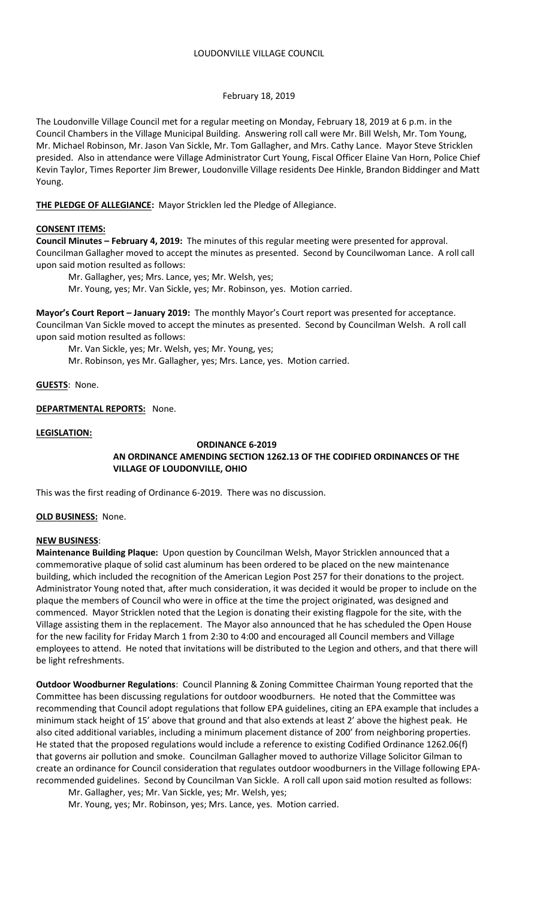LOUDONVILLE VILLAGE COUNCIL

February 18, 2019

The Loudonville Village Council met for a regular meeting on Monday, February 18, 2019 at 6 p.m. in the Council Chambers in the Village Municipal Building. Answering roll call were Mr. Bill Welsh, Mr. Tom Young, Mr. Michael Robinson, Mr. Jason Van Sickle, Mr. Tom Gallagher, and Mrs. Cathy Lance. Mayor Steve Stricklen presided. Also in attendance were Village Administrator Curt Young, Fiscal Officer Elaine Van Horn, Police Chief Kevin Taylor, Times Reporter Jim Brewer, Loudonville Village residents Dee Hinkle, Brandon Biddinger and Matt Young.

**THE PLEDGE OF ALLEGIANCE:** Mayor Stricklen led the Pledge of Allegiance.

**CONSENT ITEMS:**

**Council Minutes – February 4, 2019:** The minutes of this regular meeting were presented for approval. Councilman Gallagher moved to accept the minutes as presented. Second by Councilwoman Lance. A roll call upon said motion resulted as follows:

Mr. Gallagher, yes; Mrs. Lance, yes; Mr. Welsh, yes;
Mr. Young, yes; Mr. Van Sickle, yes; Mr. Robinson, yes. Motion carried.

**Mayor's Court Report – January 2019:** The monthly Mayor's Court report was presented for acceptance. Councilman Van Sickle moved to accept the minutes as presented. Second by Councilman Welsh. A roll call upon said motion resulted as follows:

Mr. Van Sickle, yes; Mr. Welsh, yes; Mr. Young, yes;
Mr. Robinson, yes Mr. Gallagher, yes; Mrs. Lance, yes. Motion carried.

**GUESTS**: None.

**DEPARTMENTAL REPORTS:** None.

**LEGISLATION:**

**ORDINANCE 6-2019**
**AN ORDINANCE AMENDING SECTION 1262.13 OF THE CODIFIED ORDINANCES OF THE VILLAGE OF LOUDONVILLE, OHIO**

This was the first reading of Ordinance 6-2019. There was no discussion.

**OLD BUSINESS:** None.

**NEW BUSINESS**:

**Maintenance Building Plaque:** Upon question by Councilman Welsh, Mayor Stricklen announced that a commemorative plaque of solid cast aluminum has been ordered to be placed on the new maintenance building, which included the recognition of the American Legion Post 257 for their donations to the project. Administrator Young noted that, after much consideration, it was decided it would be proper to include on the plaque the members of Council who were in office at the time the project originated, was designed and commenced. Mayor Stricklen noted that the Legion is donating their existing flagpole for the site, with the Village assisting them in the replacement. The Mayor also announced that he has scheduled the Open House for the new facility for Friday March 1 from 2:30 to 4:00 and encouraged all Council members and Village employees to attend. He noted that invitations will be distributed to the Legion and others, and that there will be light refreshments.

**Outdoor Woodburner Regulations**: Council Planning & Zoning Committee Chairman Young reported that the Committee has been discussing regulations for outdoor woodburners. He noted that the Committee was recommending that Council adopt regulations that follow EPA guidelines, citing an EPA example that includes a minimum stack height of 15' above that ground and that also extends at least 2' above the highest peak. He also cited additional variables, including a minimum placement distance of 200' from neighboring properties. He stated that the proposed regulations would include a reference to existing Codified Ordinance 1262.06(f) that governs air pollution and smoke. Councilman Gallagher moved to authorize Village Solicitor Gilman to create an ordinance for Council consideration that regulates outdoor woodburners in the Village following EPA-recommended guidelines. Second by Councilman Van Sickle. A roll call upon said motion resulted as follows:

Mr. Gallagher, yes; Mr. Van Sickle, yes; Mr. Welsh, yes;
Mr. Young, yes; Mr. Robinson, yes; Mrs. Lance, yes. Motion carried.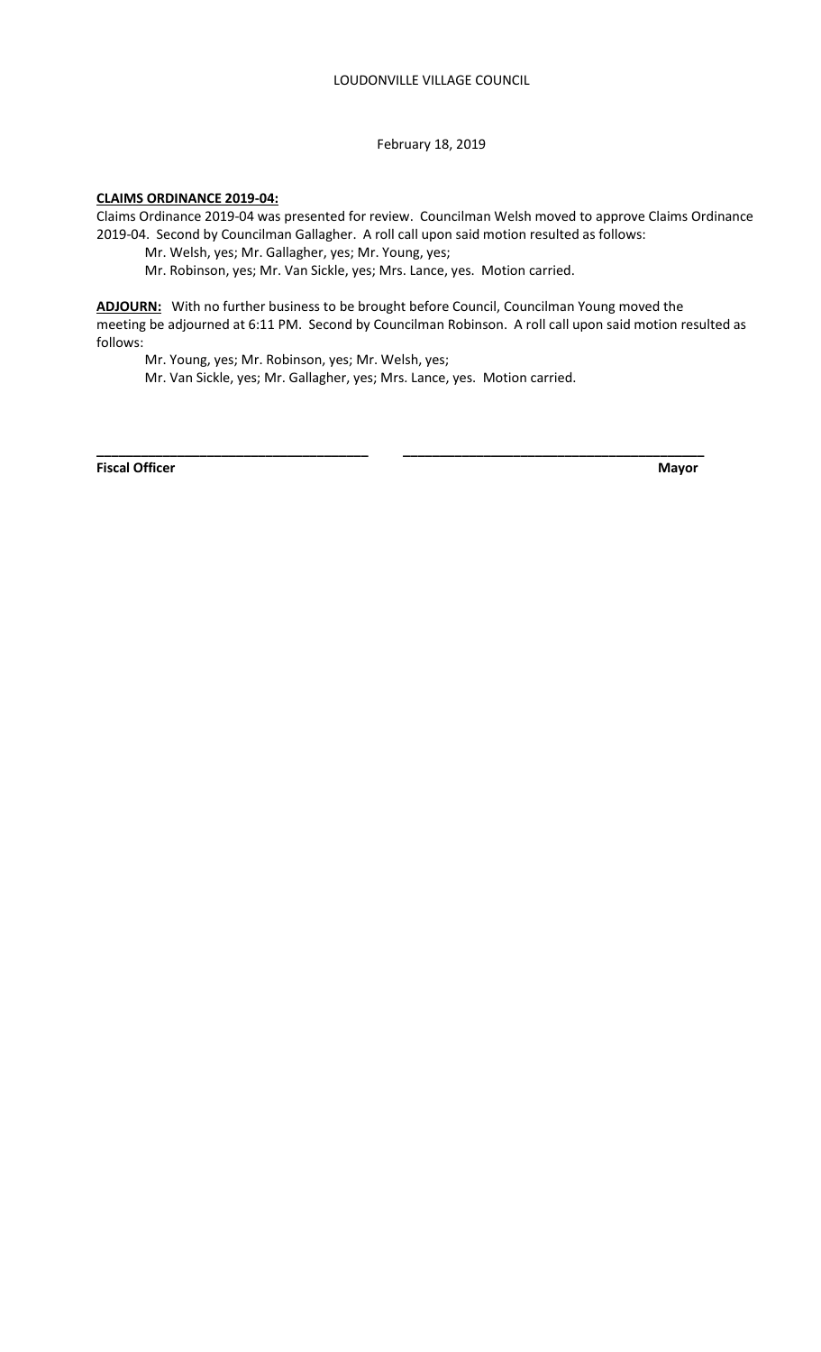LOUDONVILLE VILLAGE COUNCIL

February 18, 2019

**CLAIMS ORDINANCE 2019-04:**

Claims Ordinance 2019-04 was presented for review. Councilman Welsh moved to approve Claims Ordinance 2019-04. Second by Councilman Gallagher. A roll call upon said motion resulted as follows:

Mr. Welsh, yes; Mr. Gallagher, yes; Mr. Young, yes;
Mr. Robinson, yes; Mr. Van Sickle, yes; Mrs. Lance, yes. Motion carried.

**ADJOURN:** With no further business to be brought before Council, Councilman Young moved the meeting be adjourned at 6:11 PM. Second by Councilman Robinson. A roll call upon said motion resulted as follows:

Mr. Young, yes; Mr. Robinson, yes; Mr. Welsh, yes;
Mr. Van Sickle, yes; Mr. Gallagher, yes; Mrs. Lance, yes. Motion carried.

\_\_\_\_\_\_\_\_\_\_\_\_\_\_\_\_\_\_\_\_\_\_\_\_\_\_\_\_\_\_\_\_\_\_\_\_ \_\_\_\_\_\_\_\_\_\_\_\_\_\_\_\_\_\_\_\_\_\_\_\_\_\_\_\_\_\_\_\_\_\_\_\_\_\_\_\_

**Fiscal Officer** **Mayor**